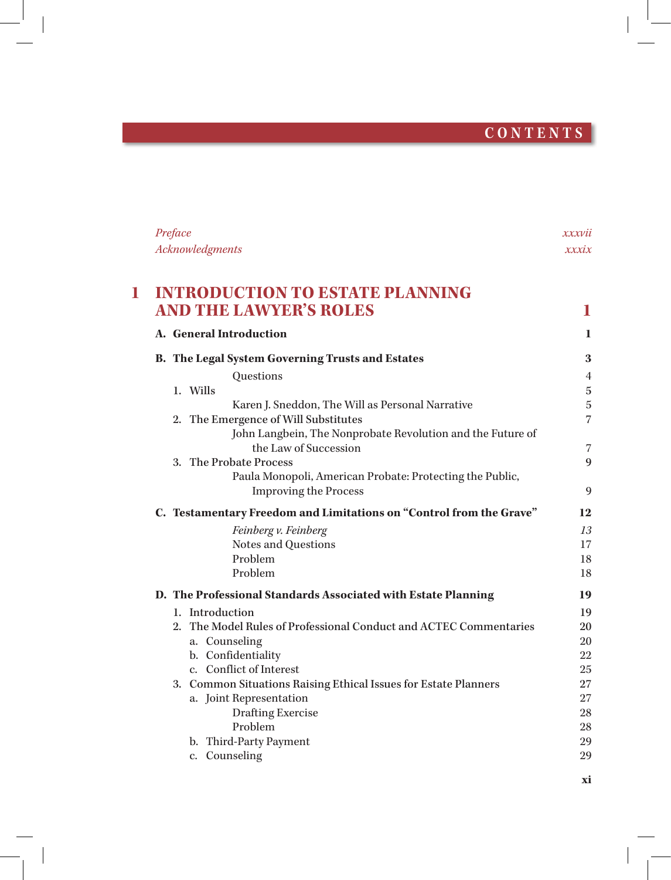# CONTENTS

*Preface* *xxxvii*
*Acknowledgments* *xxxix*

## 1 INTRODUCTION TO ESTATE PLANNING AND THE LAWYER'S ROLES 1

**A. General Introduction** **1**

**B. The Legal System Governing Trusts and Estates** **3**

Questions 4

1. Wills 5

 Karen J. Sneddon, The Will as Personal Narrative 5

2. The Emergence of Will Substitutes 7

 John Langbein, The Nonprobate Revolution and the Future of the Law of Succession 7

3. The Probate Process 9

 Paula Monopoli, American Probate: Protecting the Public, Improving the Process 9

**C. Testamentary Freedom and Limitations on "Control from the Grave"** **12**

*Feinberg v. Feinberg* *13*
Notes and Questions 17
Problem 18
Problem 18

**D. The Professional Standards Associated with Estate Planning** **19**

1. Introduction 19
2. The Model Rules of Professional Conduct and ACTEC Commentaries 20
 a. Counseling 20
 b. Confidentiality 22
 c. Conflict of Interest 25
3. Common Situations Raising Ethical Issues for Estate Planners 27
 a. Joint Representation 27
 Drafting Exercise 28
 Problem 28
 b. Third-Party Payment 29
 c. Counseling 29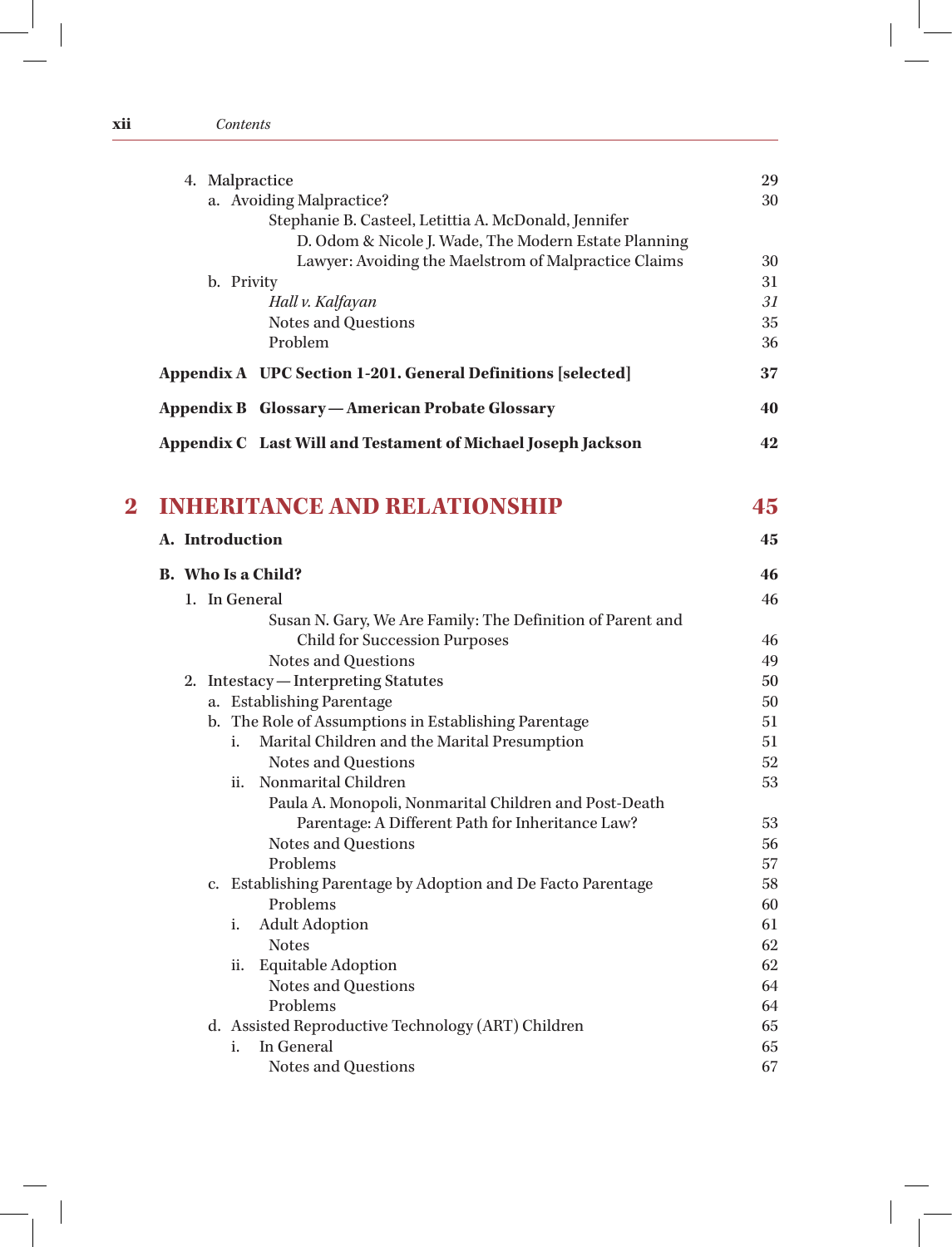4. Malpractice 29
   a. Avoiding Malpractice? 30
      Stephanie B. Casteel, Letittia A. McDonald, Jennifer D. Odom & Nicole J. Wade, The Modern Estate Planning Lawyer: Avoiding the Maelstrom of Malpractice Claims 30
   b. Privity 31
      *Hall v. Kalfayan* *31*
      Notes and Questions 35
      Problem 36

**Appendix A UPC Section 1-201. General Definitions [selected] 37**

**Appendix B Glossary — American Probate Glossary 40**

**Appendix C Last Will and Testament of Michael Joseph Jackson 42**

# 2 INHERITANCE AND RELATIONSHIP 45

**A. Introduction 45**

**B. Who Is a Child? 46**

1. In General 46
   Susan N. Gary, We Are Family: The Definition of Parent and Child for Succession Purposes 46
   Notes and Questions 49
2. Intestacy — Interpreting Statutes 50
   a. Establishing Parentage 50
   b. The Role of Assumptions in Establishing Parentage 51
      i. Marital Children and the Marital Presumption 51
         Notes and Questions 52
      ii. Nonmarital Children 53
         Paula A. Monopoli, Nonmarital Children and Post-Death Parentage: A Different Path for Inheritance Law? 53
         Notes and Questions 56
         Problems 57
   c. Establishing Parentage by Adoption and De Facto Parentage 58
      Problems 60
      i. Adult Adoption 61
         Notes 62
      ii. Equitable Adoption 62
         Notes and Questions 64
         Problems 64
   d. Assisted Reproductive Technology (ART) Children 65
      i. In General 65
         Notes and Questions 67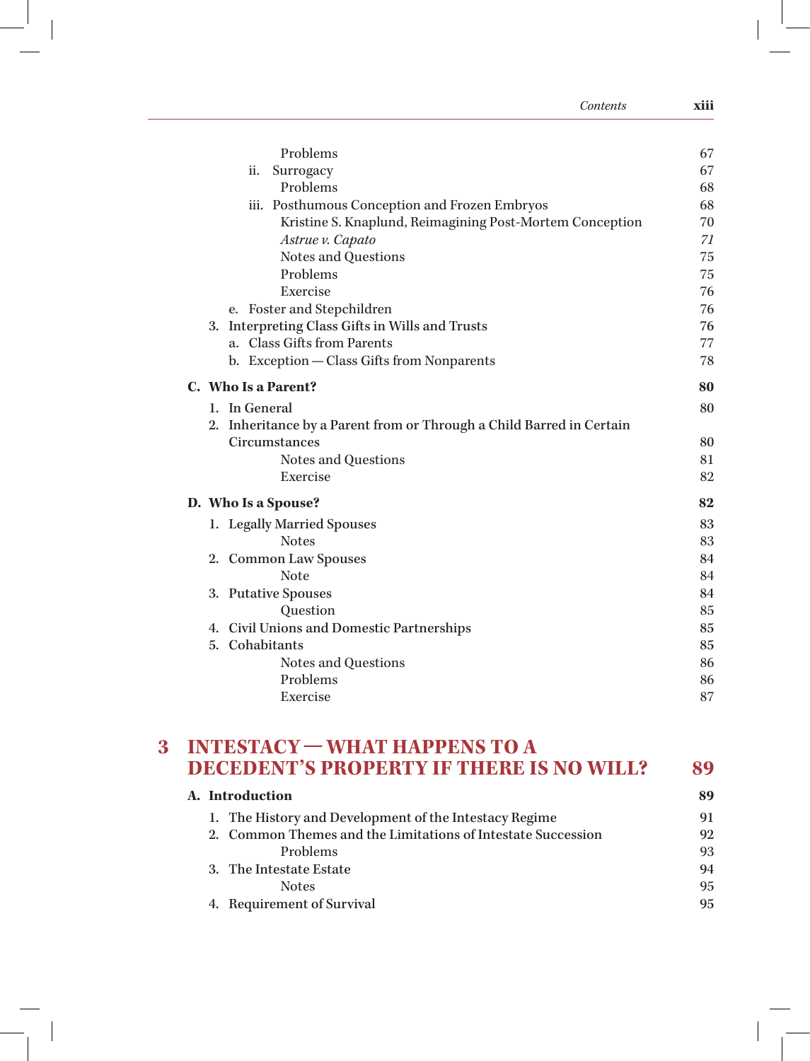Problems 67
ii. Surrogacy 67
Problems 68
iii. Posthumous Conception and Frozen Embryos 68
Kristine S. Knaplund, Reimagining Post-Mortem Conception 70
*Astrue v. Capato* *71*
Notes and Questions 75
Problems 75
Exercise 76
e. Foster and Stepchildren 76
3. Interpreting Class Gifts in Wills and Trusts 76
a. Class Gifts from Parents 77
b. Exception — Class Gifts from Nonparents 78

**C. Who Is a Parent? 80**

1. In General 80
2. Inheritance by a Parent from or Through a Child Barred in Certain Circumstances 80
Notes and Questions 81
Exercise 82

**D. Who Is a Spouse? 82**

1. Legally Married Spouses 83
Notes 83
2. Common Law Spouses 84
Note 84
3. Putative Spouses 84
Question 85
4. Civil Unions and Domestic Partnerships 85
5. Cohabitants 85
Notes and Questions 86
Problems 86
Exercise 87

# 3 INTESTACY — WHAT HAPPENS TO A DECEDENT'S PROPERTY IF THERE IS NO WILL? 89

**A. Introduction 89**

1. The History and Development of the Intestacy Regime 91
2. Common Themes and the Limitations of Intestate Succession 92
Problems 93
3. The Intestate Estate 94
Notes 95
4. Requirement of Survival 95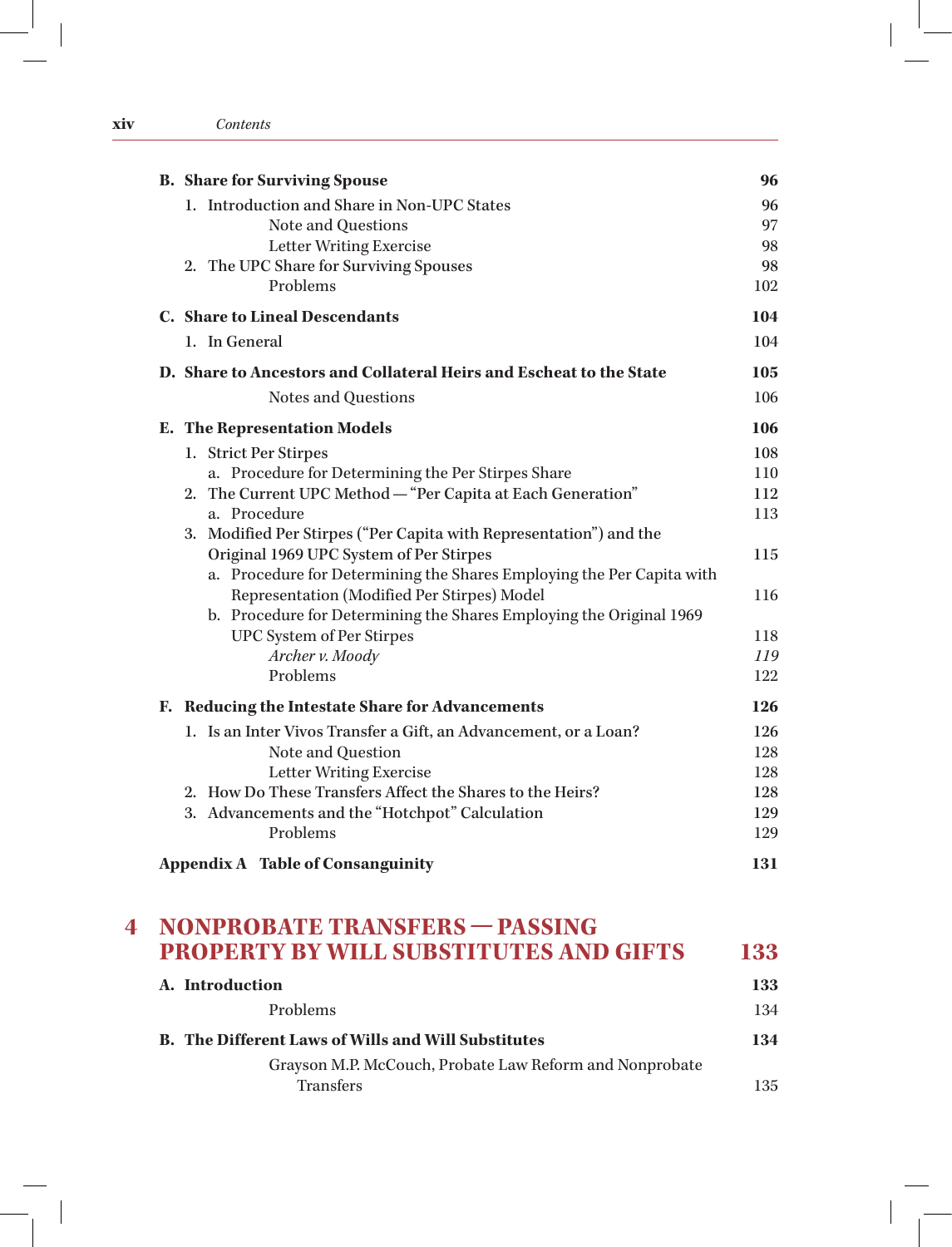**B. Share for Surviving Spouse** 96

1. Introduction and Share in Non-UPC States 96
   - Note and Questions 97
   - Letter Writing Exercise 98
2. The UPC Share for Surviving Spouses 98
   - Problems 102

**C. Share to Lineal Descendants** 104

1. In General 104

**D. Share to Ancestors and Collateral Heirs and Escheat to the State** 105

- Notes and Questions 106

**E. The Representation Models** 106

1. Strict Per Stirpes 108
   - a. Procedure for Determining the Per Stirpes Share 110
2. The Current UPC Method — "Per Capita at Each Generation" 112
   - a. Procedure 113
3. Modified Per Stirpes ("Per Capita with Representation") and the Original 1969 UPC System of Per Stirpes 115
   - a. Procedure for Determining the Shares Employing the Per Capita with Representation (Modified Per Stirpes) Model 116
   - b. Procedure for Determining the Shares Employing the Original 1969 UPC System of Per Stirpes 118
     - *Archer v. Moody* *119*
     - Problems 122

**F. Reducing the Intestate Share for Advancements** 126

1. Is an Inter Vivos Transfer a Gift, an Advancement, or a Loan? 126
   - Note and Question 128
   - Letter Writing Exercise 128
2. How Do These Transfers Affect the Shares to the Heirs? 128
3. Advancements and the "Hotchpot" Calculation 129
   - Problems 129

**Appendix A Table of Consanguinity** 131

## 4 NONPROBATE TRANSFERS — PASSING PROPERTY BY WILL SUBSTITUTES AND GIFTS 133

**A. Introduction** 133

- Problems 134

**B. The Different Laws of Wills and Will Substitutes** 134

- Grayson M.P. McCouch, Probate Law Reform and Nonprobate Transfers 135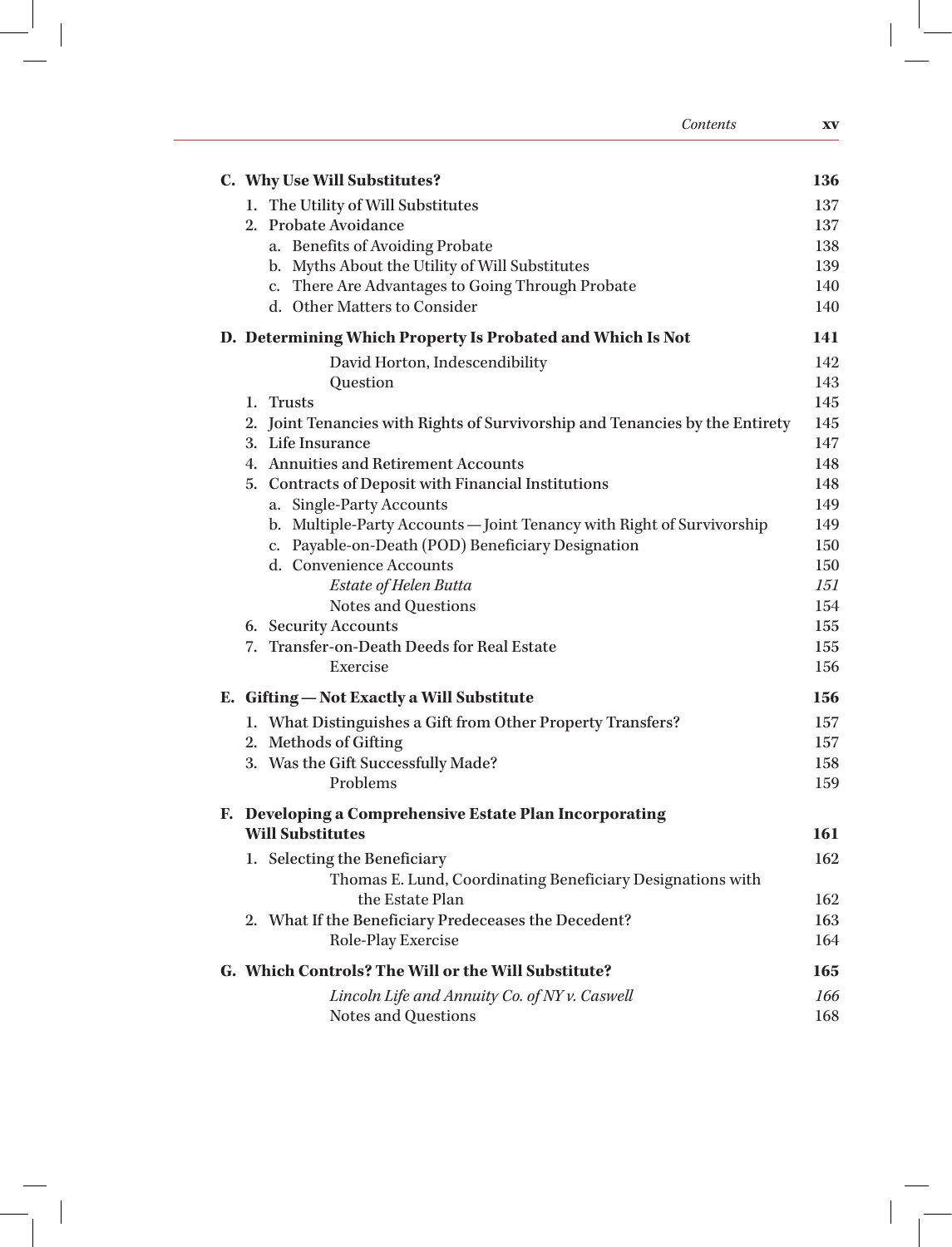| | |
|---|---|
| **C. Why Use Will Substitutes?** | **136** |
| 1. The Utility of Will Substitutes | 137 |
| 2. Probate Avoidance | 137 |
| a. Benefits of Avoiding Probate | 138 |
| b. Myths About the Utility of Will Substitutes | 139 |
| c. There Are Advantages to Going Through Probate | 140 |
| d. Other Matters to Consider | 140 |
| **D. Determining Which Property Is Probated and Which Is Not** | **141** |
| David Horton, Indescendibility | 142 |
| Question | 143 |
| 1. Trusts | 145 |
| 2. Joint Tenancies with Rights of Survivorship and Tenancies by the Entirety | 145 |
| 3. Life Insurance | 147 |
| 4. Annuities and Retirement Accounts | 148 |
| 5. Contracts of Deposit with Financial Institutions | 148 |
| a. Single-Party Accounts | 149 |
| b. Multiple-Party Accounts — Joint Tenancy with Right of Survivorship | 149 |
| c. Payable-on-Death (POD) Beneficiary Designation | 150 |
| d. Convenience Accounts | 150 |
| *Estate of Helen Butta* | *151* |
| Notes and Questions | 154 |
| 6. Security Accounts | 155 |
| 7. Transfer-on-Death Deeds for Real Estate | 155 |
| Exercise | 156 |
| **E. Gifting — Not Exactly a Will Substitute** | **156** |
| 1. What Distinguishes a Gift from Other Property Transfers? | 157 |
| 2. Methods of Gifting | 157 |
| 3. Was the Gift Successfully Made? | 158 |
| Problems | 159 |
| **F. Developing a Comprehensive Estate Plan Incorporating Will Substitutes** | **161** |
| 1. Selecting the Beneficiary | 162 |
| Thomas E. Lund, Coordinating Beneficiary Designations with the Estate Plan | 162 |
| 2. What If the Beneficiary Predeceases the Decedent? | 163 |
| Role-Play Exercise | 164 |
| **G. Which Controls? The Will or the Will Substitute?** | **165** |
| *Lincoln Life and Annuity Co. of NY v. Caswell* | *166* |
| Notes and Questions | 168 |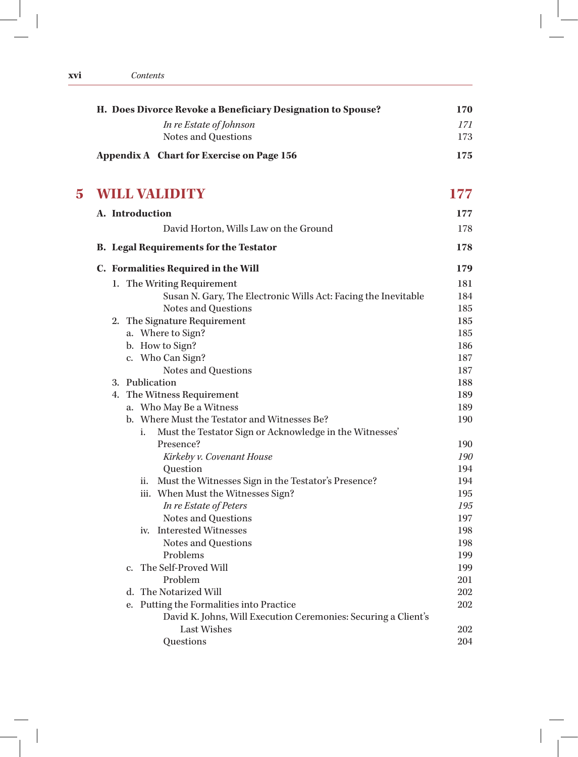**H. Does Divorce Revoke a Beneficiary Designation to Spouse?** **170**

*In re Estate of Johnson* *171*

Notes and Questions 173

**Appendix A Chart for Exercise on Page 156** **175**

# 5 WILL VALIDITY 177

**A. Introduction** **177**

David Horton, Wills Law on the Ground 178

**B. Legal Requirements for the Testator** **178**

**C. Formalities Required in the Will** **179**

1. The Writing Requirement 181
   - Susan N. Gary, The Electronic Wills Act: Facing the Inevitable 184
   - Notes and Questions 185
2. The Signature Requirement 185
   - a. Where to Sign? 185
   - b. How to Sign? 186
   - c. Who Can Sign? 187
     - Notes and Questions 187
3. Publication 188
4. The Witness Requirement 189
   - a. Who May Be a Witness 189
   - b. Where Must the Testator and Witnesses Be? 190
     - i. Must the Testator Sign or Acknowledge in the Witnesses' Presence? 190
       - *Kirkeby v. Covenant House* *190*
       - Question 194
     - ii. Must the Witnesses Sign in the Testator's Presence? 194
     - iii. When Must the Witnesses Sign? 195
       - *In re Estate of Peters* *195*
       - Notes and Questions 197
     - iv. Interested Witnesses 198
       - Notes and Questions 198
       - Problems 199
   - c. The Self-Proved Will 199
     - Problem 201
   - d. The Notarized Will 202
   - e. Putting the Formalities into Practice 202
     - David K. Johns, Will Execution Ceremonies: Securing a Client's Last Wishes 202
     - Questions 204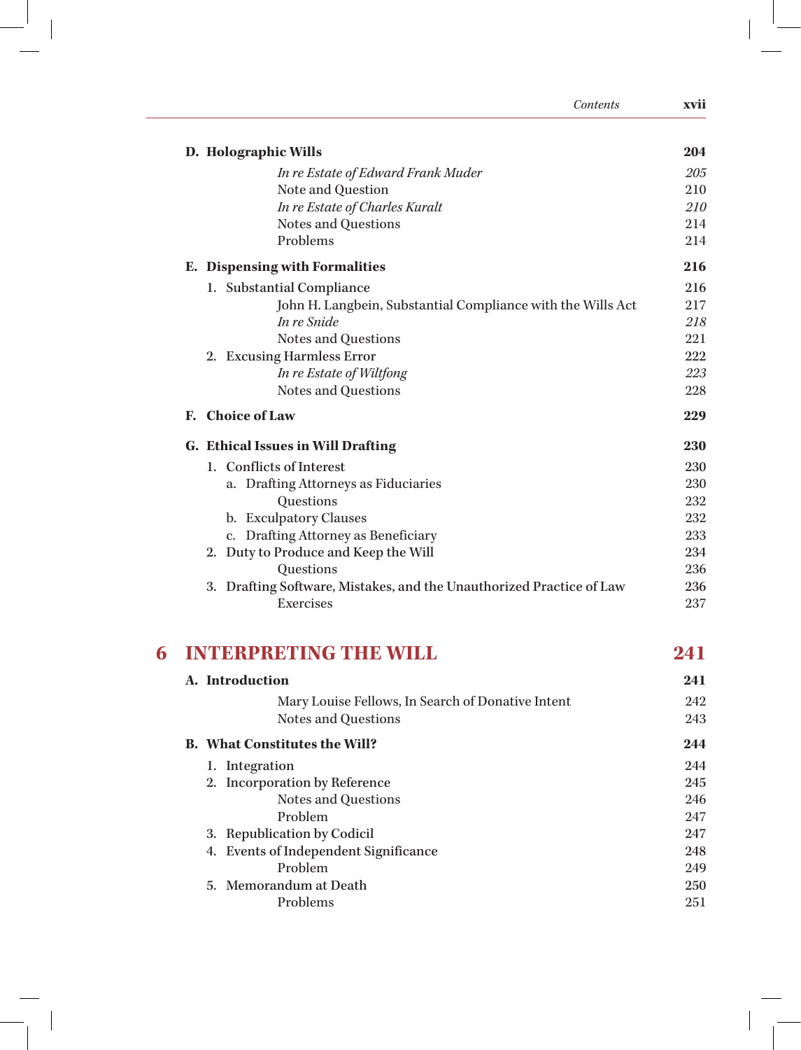**D. Holographic Wills** **204**

*In re Estate of Edward Frank Muder* *205*
Note and Question 210
*In re Estate of Charles Kuralt* *210*
Notes and Questions 214
Problems 214

**E. Dispensing with Formalities** **216**

1. Substantial Compliance 216
John H. Langbein, Substantial Compliance with the Wills Act 217
*In re Snide* *218*
Notes and Questions 221
2. Excusing Harmless Error 222
*In re Estate of Wiltfong* *223*
Notes and Questions 228

**F. Choice of Law** **229**

**G. Ethical Issues in Will Drafting** **230**

1. Conflicts of Interest 230
a. Drafting Attorneys as Fiduciaries 230
Questions 232
b. Exculpatory Clauses 232
c. Drafting Attorney as Beneficiary 233
2. Duty to Produce and Keep the Will 234
Questions 236
3. Drafting Software, Mistakes, and the Unauthorized Practice of Law 236
Exercises 237

# 6 INTERPRETING THE WILL 241

**A. Introduction** **241**

Mary Louise Fellows, In Search of Donative Intent 242
Notes and Questions 243

**B. What Constitutes the Will?** **244**

1. Integration 244
2. Incorporation by Reference 245
Notes and Questions 246
Problem 247
3. Republication by Codicil 247
4. Events of Independent Significance 248
Problem 249
5. Memorandum at Death 250
Problems 251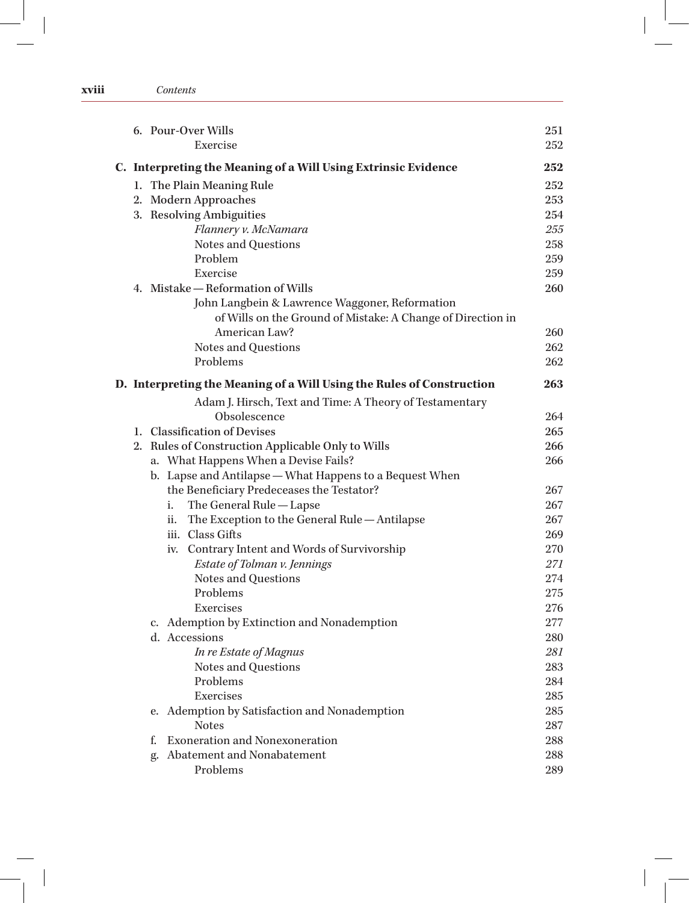6. Pour-Over Wills 251
   - Exercise 252

**C. Interpreting the Meaning of a Will Using Extrinsic Evidence 252**

1. The Plain Meaning Rule 252
2. Modern Approaches 253
3. Resolving Ambiguities 254
   - *Flannery v. McNamara* 255
   - Notes and Questions 258
   - Problem 259
   - Exercise 259
4. Mistake — Reformation of Wills 260
   - John Langbein & Lawrence Waggoner, Reformation of Wills on the Ground of Mistake: A Change of Direction in American Law? 260
   - Notes and Questions 262
   - Problems 262

**D. Interpreting the Meaning of a Will Using the Rules of Construction 263**

- Adam J. Hirsch, Text and Time: A Theory of Testamentary Obsolescence 264

1. Classification of Devises 265
2. Rules of Construction Applicable Only to Wills 266
   - a. What Happens When a Devise Fails? 266
   - b. Lapse and Antilapse — What Happens to a Bequest When the Beneficiary Predeceases the Testator? 267
     - i. The General Rule — Lapse 267
     - ii. The Exception to the General Rule — Antilapse 267
     - iii. Class Gifts 269
     - iv. Contrary Intent and Words of Survivorship 270
       - *Estate of Tolman v. Jennings* 271
       - Notes and Questions 274
       - Problems 275
       - Exercises 276
   - c. Ademption by Extinction and Nonademption 277
   - d. Accessions 280
     - *In re Estate of Magnus* 281
     - Notes and Questions 283
     - Problems 284
     - Exercises 285
   - e. Ademption by Satisfaction and Nonademption 285
     - Notes 287
   - f. Exoneration and Nonexoneration 288
   - g. Abatement and Nonabatement 288
     - Problems 289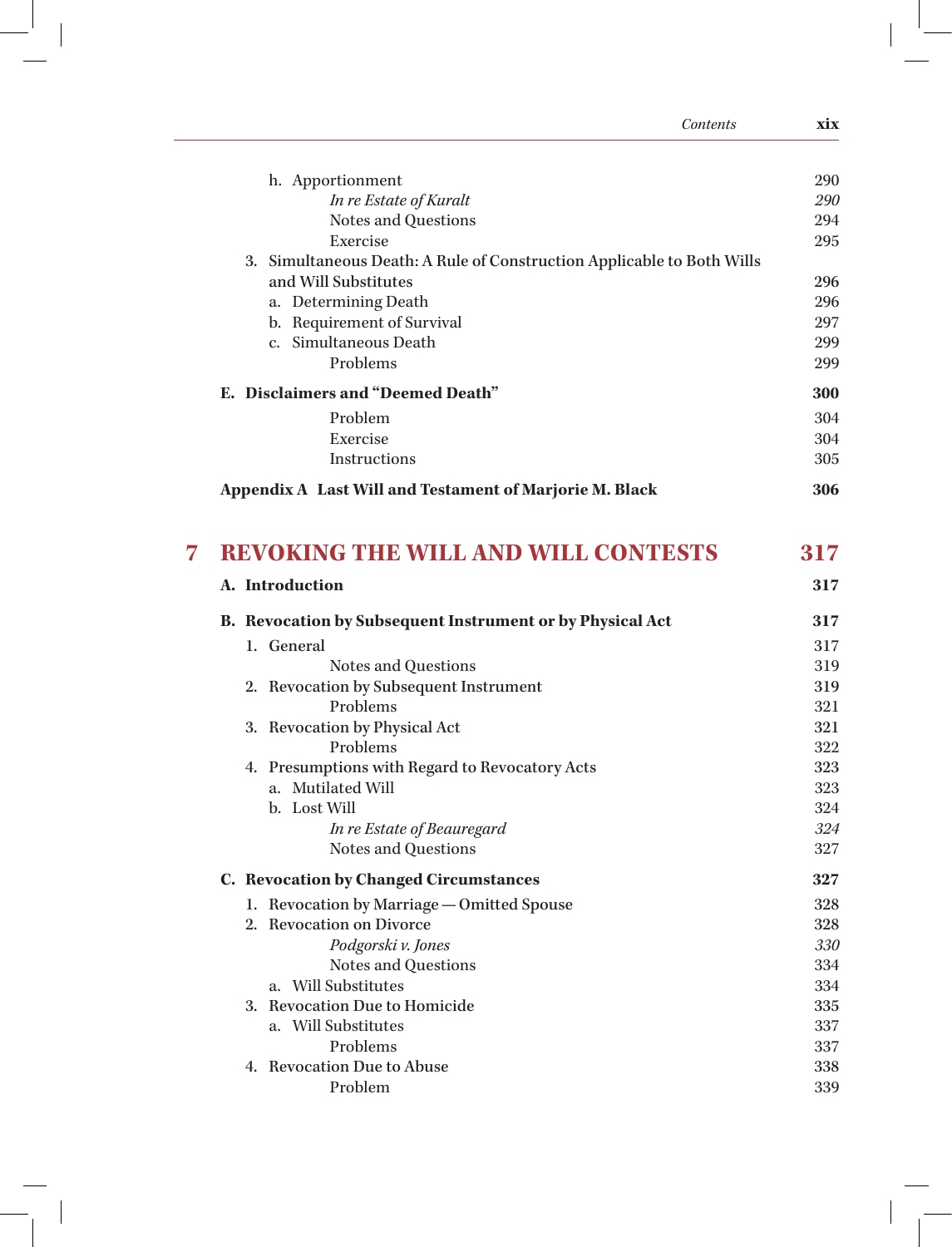h. Apportionment 290
*In re Estate of Kuralt* *290*
Notes and Questions 294
Exercise 295
3. Simultaneous Death: A Rule of Construction Applicable to Both Wills and Will Substitutes 296
a. Determining Death 296
b. Requirement of Survival 297
c. Simultaneous Death 299
Problems 299

**E. Disclaimers and "Deemed Death" 300**

Problem 304
Exercise 304
Instructions 305

**Appendix A Last Will and Testament of Marjorie M. Black 306**

# 7 REVOKING THE WILL AND WILL CONTESTS 317

**A. Introduction 317**

**B. Revocation by Subsequent Instrument or by Physical Act 317**

1. General 317
Notes and Questions 319
2. Revocation by Subsequent Instrument 319
Problems 321
3. Revocation by Physical Act 321
Problems 322
4. Presumptions with Regard to Revocatory Acts 323
a. Mutilated Will 323
b. Lost Will 324
*In re Estate of Beauregard* *324*
Notes and Questions 327

**C. Revocation by Changed Circumstances 327**

1. Revocation by Marriage — Omitted Spouse 328
2. Revocation on Divorce 328
*Podgorski v. Jones* *330*
Notes and Questions 334
a. Will Substitutes 334
3. Revocation Due to Homicide 335
a. Will Substitutes 337
Problems 337
4. Revocation Due to Abuse 338
Problem 339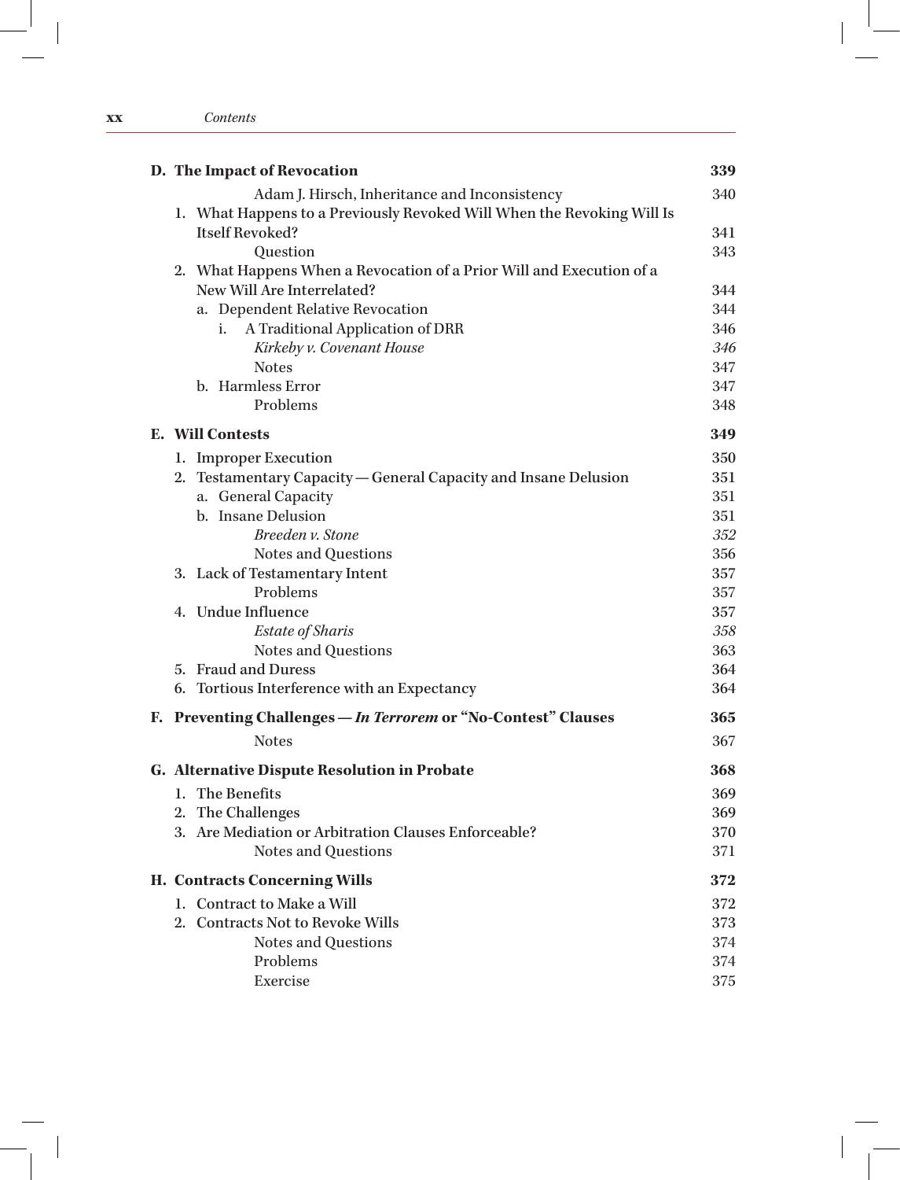| | |
|---|---|
| **D. The Impact of Revocation** | **339** |
| Adam J. Hirsch, Inheritance and Inconsistency | 340 |
| 1. What Happens to a Previously Revoked Will When the Revoking Will Is Itself Revoked? | 341 |
| Question | 343 |
| 2. What Happens When a Revocation of a Prior Will and Execution of a New Will Are Interrelated? | 344 |
| a. Dependent Relative Revocation | 344 |
| i. A Traditional Application of DRR | 346 |
| *Kirkeby v. Covenant House* | *346* |
| Notes | 347 |
| b. Harmless Error | 347 |
| Problems | 348 |
| **E. Will Contests** | **349** |
| 1. Improper Execution | 350 |
| 2. Testamentary Capacity — General Capacity and Insane Delusion | 351 |
| a. General Capacity | 351 |
| b. Insane Delusion | 351 |
| *Breeden v. Stone* | *352* |
| Notes and Questions | 356 |
| 3. Lack of Testamentary Intent | 357 |
| Problems | 357 |
| 4. Undue Influence | 357 |
| *Estate of Sharis* | *358* |
| Notes and Questions | 363 |
| 5. Fraud and Duress | 364 |
| 6. Tortious Interference with an Expectancy | 364 |
| **F. Preventing Challenges — *In Terrorem* or "No-Contest" Clauses** | **365** |
| Notes | 367 |
| **G. Alternative Dispute Resolution in Probate** | **368** |
| 1. The Benefits | 369 |
| 2. The Challenges | 369 |
| 3. Are Mediation or Arbitration Clauses Enforceable? | 370 |
| Notes and Questions | 371 |
| **H. Contracts Concerning Wills** | **372** |
| 1. Contract to Make a Will | 372 |
| 2. Contracts Not to Revoke Wills | 373 |
| Notes and Questions | 374 |
| Problems | 374 |
| Exercise | 375 |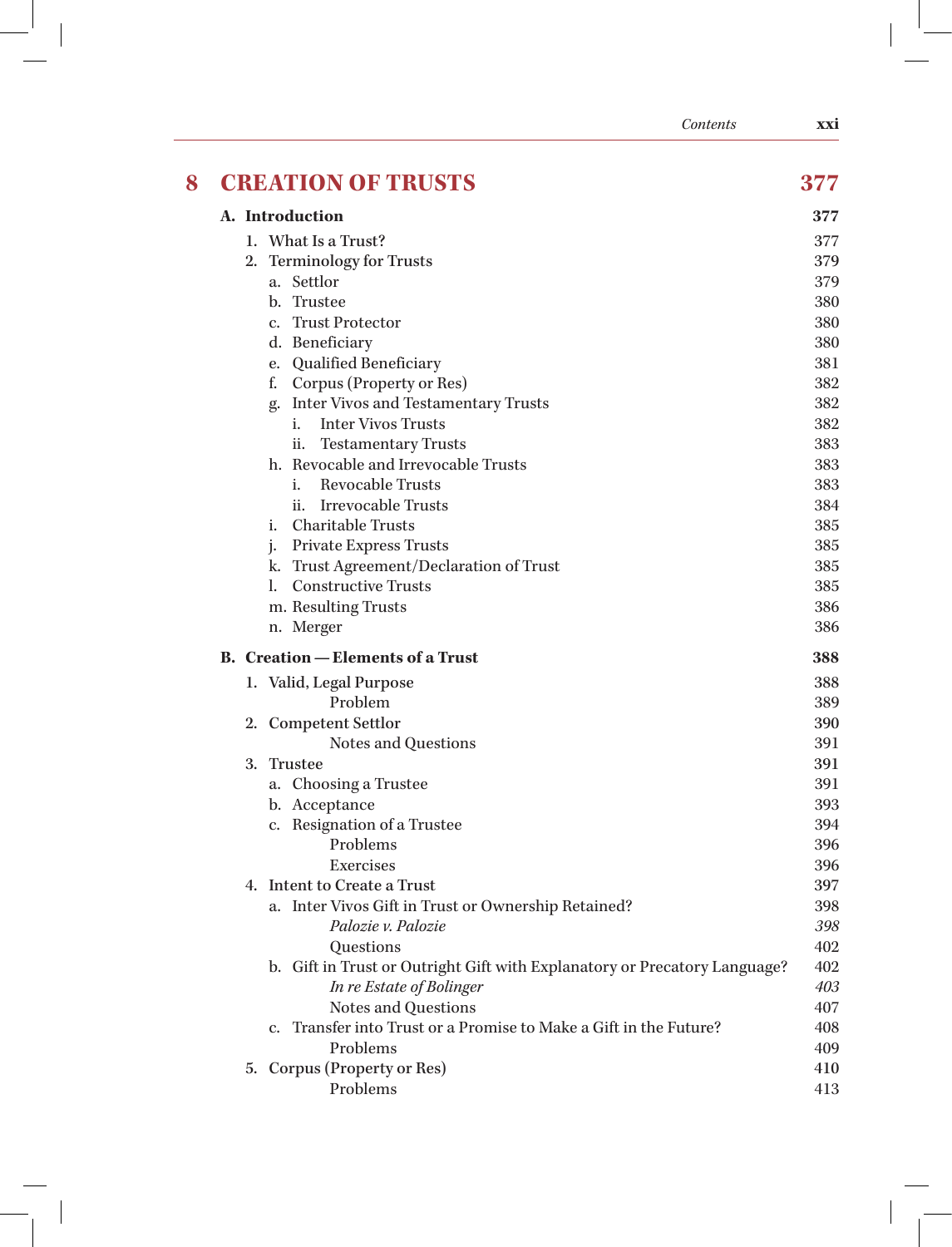## 8 CREATION OF TRUSTS 377

**A. Introduction** **377**

1. What Is a Trust? 377
2. Terminology for Trusts 379
   - a. Settlor 379
   - b. Trustee 380
   - c. Trust Protector 380
   - d. Beneficiary 380
   - e. Qualified Beneficiary 381
   - f. Corpus (Property or Res) 382
   - g. Inter Vivos and Testamentary Trusts 382
     - i. Inter Vivos Trusts 382
     - ii. Testamentary Trusts 383
   - h. Revocable and Irrevocable Trusts 383
     - i. Revocable Trusts 383
     - ii. Irrevocable Trusts 384
   - i. Charitable Trusts 385
   - j. Private Express Trusts 385
   - k. Trust Agreement/Declaration of Trust 385
   - l. Constructive Trusts 385
   - m. Resulting Trusts 386
   - n. Merger 386

**B. Creation — Elements of a Trust** **388**

1. Valid, Legal Purpose 388
   - Problem 389
2. Competent Settlor 390
   - Notes and Questions 391
3. Trustee 391
   - a. Choosing a Trustee 391
   - b. Acceptance 393
   - c. Resignation of a Trustee 394
     - Problems 396
     - Exercises 396
4. Intent to Create a Trust 397
   - a. Inter Vivos Gift in Trust or Ownership Retained? 398
     - *Palozie v. Palozie* *398*
     - Questions 402
   - b. Gift in Trust or Outright Gift with Explanatory or Precatory Language? 402
     - *In re Estate of Bolinger* *403*
     - Notes and Questions 407
   - c. Transfer into Trust or a Promise to Make a Gift in the Future? 408
     - Problems 409
5. Corpus (Property or Res) 410
   - Problems 413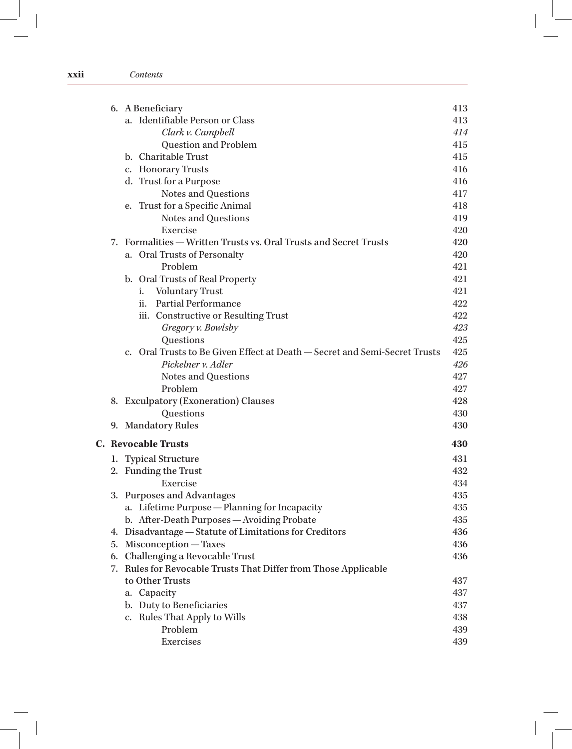6. A Beneficiary 413
    a. Identifiable Person or Class 413
        *Clark v. Campbell* *414*
        Question and Problem 415
    b. Charitable Trust 415
    c. Honorary Trusts 416
    d. Trust for a Purpose 416
        Notes and Questions 417
    e. Trust for a Specific Animal 418
        Notes and Questions 419
        Exercise 420
7. Formalities — Written Trusts vs. Oral Trusts and Secret Trusts 420
    a. Oral Trusts of Personalty 420
        Problem 421
    b. Oral Trusts of Real Property 421
        i. Voluntary Trust 421
        ii. Partial Performance 422
        iii. Constructive or Resulting Trust 422
        *Gregory v. Bowlsby* *423*
        Questions 425
    c. Oral Trusts to Be Given Effect at Death — Secret and Semi-Secret Trusts 425
        *Pickelner v. Adler* *426*
        Notes and Questions 427
        Problem 427
8. Exculpatory (Exoneration) Clauses 428
        Questions 430
9. Mandatory Rules 430

**C. Revocable Trusts** **430**

1. Typical Structure 431
2. Funding the Trust 432
        Exercise 434
3. Purposes and Advantages 435
    a. Lifetime Purpose — Planning for Incapacity 435
    b. After-Death Purposes — Avoiding Probate 435
4. Disadvantage — Statute of Limitations for Creditors 436
5. Misconception — Taxes 436
6. Challenging a Revocable Trust 436
7. Rules for Revocable Trusts That Differ from Those Applicable to Other Trusts 437
    a. Capacity 437
    b. Duty to Beneficiaries 437
    c. Rules That Apply to Wills 438
        Problem 439
        Exercises 439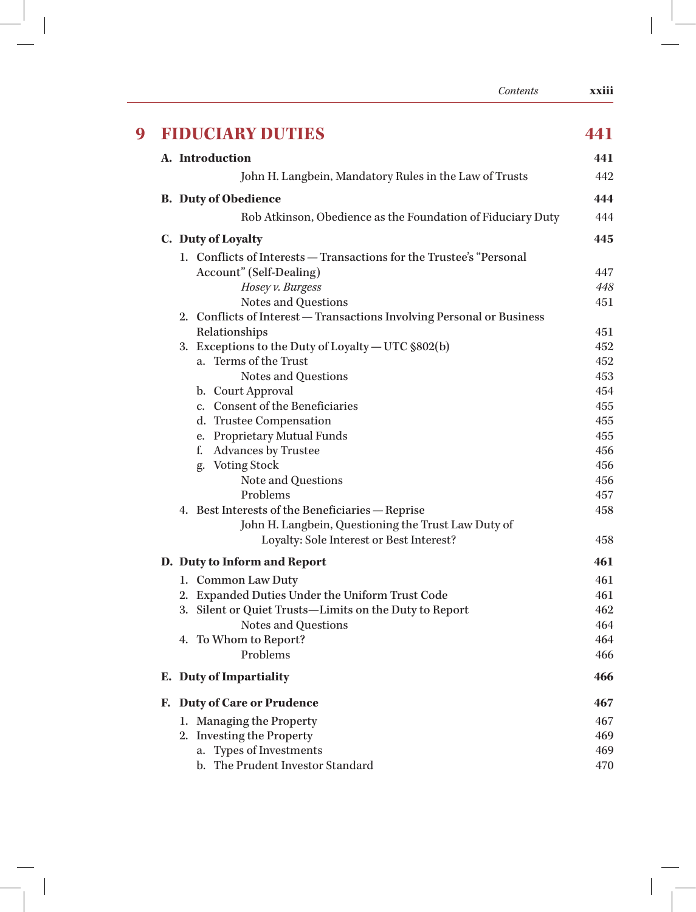# 9 FIDUCIARY DUTIES 441

**A. Introduction** **441**

John H. Langbein, Mandatory Rules in the Law of Trusts 442

**B. Duty of Obedience** **444**

Rob Atkinson, Obedience as the Foundation of Fiduciary Duty 444

**C. Duty of Loyalty** **445**

1. Conflicts of Interests — Transactions for the Trustee's "Personal Account" (Self-Dealing) 447
   - *Hosey v. Burgess* *448*
   - Notes and Questions 451
2. Conflicts of Interest — Transactions Involving Personal or Business Relationships 451
3. Exceptions to the Duty of Loyalty — UTC §802(b) 452
   - a. Terms of the Trust 452
     - Notes and Questions 453
   - b. Court Approval 454
   - c. Consent of the Beneficiaries 455
   - d. Trustee Compensation 455
   - e. Proprietary Mutual Funds 455
   - f. Advances by Trustee 456
   - g. Voting Stock 456
     - Note and Questions 456
     - Problems 457
4. Best Interests of the Beneficiaries — Reprise 458
   - John H. Langbein, Questioning the Trust Law Duty of Loyalty: Sole Interest or Best Interest? 458

**D. Duty to Inform and Report** **461**

1. Common Law Duty 461
2. Expanded Duties Under the Uniform Trust Code 461
3. Silent or Quiet Trusts—Limits on the Duty to Report 462
   - Notes and Questions 464
4. To Whom to Report? 464
   - Problems 466

**E. Duty of Impartiality** **466**

**F. Duty of Care or Prudence** **467**

1. Managing the Property 467
2. Investing the Property 469
   - a. Types of Investments 469
   - b. The Prudent Investor Standard 470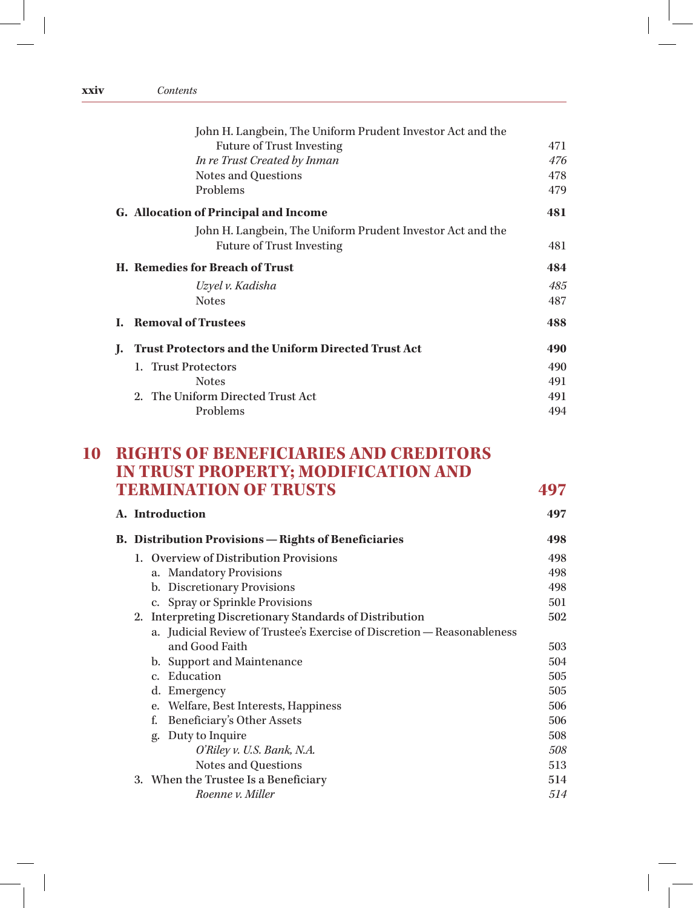John H. Langbein, The Uniform Prudent Investor Act and the Future of Trust Investing 471
*In re Trust Created by Inman* *476*
Notes and Questions 478
Problems 479

**G. Allocation of Principal and Income** **481**

John H. Langbein, The Uniform Prudent Investor Act and the Future of Trust Investing 481

**H. Remedies for Breach of Trust** **484**

*Uzyel v. Kadisha* *485*
Notes 487

**I. Removal of Trustees** **488**

**J. Trust Protectors and the Uniform Directed Trust Act** **490**

1. Trust Protectors 490
   Notes 491
2. The Uniform Directed Trust Act 491
   Problems 494

# 10 RIGHTS OF BENEFICIARIES AND CREDITORS IN TRUST PROPERTY; MODIFICATION AND TERMINATION OF TRUSTS 497

**A. Introduction** **497**

**B. Distribution Provisions — Rights of Beneficiaries** **498**

1. Overview of Distribution Provisions 498
   a. Mandatory Provisions 498
   b. Discretionary Provisions 498
   c. Spray or Sprinkle Provisions 501
2. Interpreting Discretionary Standards of Distribution 502
   a. Judicial Review of Trustee's Exercise of Discretion — Reasonableness and Good Faith 503
   b. Support and Maintenance 504
   c. Education 505
   d. Emergency 505
   e. Welfare, Best Interests, Happiness 506
   f. Beneficiary's Other Assets 506
   g. Duty to Inquire 508
      *O'Riley v. U.S. Bank, N.A.* *508*
      Notes and Questions 513
3. When the Trustee Is a Beneficiary 514
   *Roenne v. Miller* *514*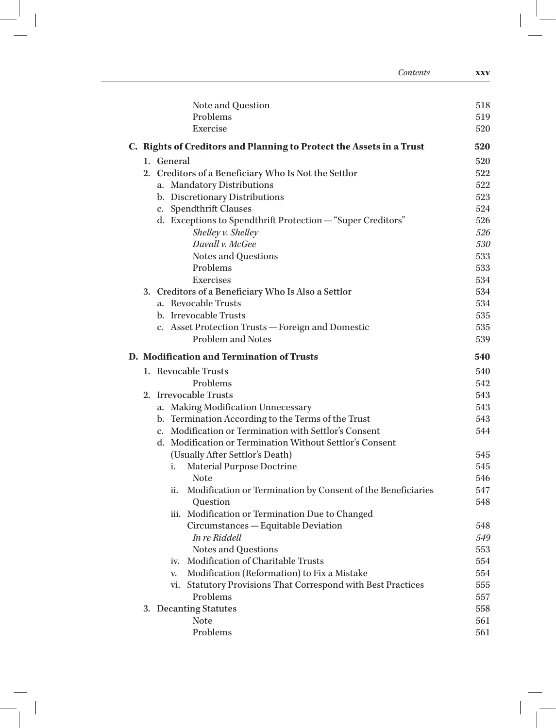| | |
|---|---|
| Note and Question | 518 |
| Problems | 519 |
| Exercise | 520 |
| **C. Rights of Creditors and Planning to Protect the Assets in a Trust** | **520** |
| 1. General | 520 |
| 2. Creditors of a Beneficiary Who Is Not the Settlor | 522 |
| a. Mandatory Distributions | 522 |
| b. Discretionary Distributions | 523 |
| c. Spendthrift Clauses | 524 |
| d. Exceptions to Spendthrift Protection — "Super Creditors" | 526 |
| *Shelley v. Shelley* | *526* |
| *Duvall v. McGee* | *530* |
| Notes and Questions | 533 |
| Problems | 533 |
| Exercises | 534 |
| 3. Creditors of a Beneficiary Who Is Also a Settlor | 534 |
| a. Revocable Trusts | 534 |
| b. Irrevocable Trusts | 535 |
| c. Asset Protection Trusts — Foreign and Domestic | 535 |
| Problem and Notes | 539 |
| **D. Modification and Termination of Trusts** | **540** |
| 1. Revocable Trusts | 540 |
| Problems | 542 |
| 2. Irrevocable Trusts | 543 |
| a. Making Modification Unnecessary | 543 |
| b. Termination According to the Terms of the Trust | 543 |
| c. Modification or Termination with Settlor's Consent | 544 |
| d. Modification or Termination Without Settlor's Consent (Usually After Settlor's Death) | 545 |
| i. Material Purpose Doctrine | 545 |
| Note | 546 |
| ii. Modification or Termination by Consent of the Beneficiaries | 547 |
| Question | 548 |
| iii. Modification or Termination Due to Changed Circumstances — Equitable Deviation | 548 |
| *In re Riddell* | *549* |
| Notes and Questions | 553 |
| iv. Modification of Charitable Trusts | 554 |
| v. Modification (Reformation) to Fix a Mistake | 554 |
| vi. Statutory Provisions That Correspond with Best Practices | 555 |
| Problems | 557 |
| 3. Decanting Statutes | 558 |
| Note | 561 |
| Problems | 561 |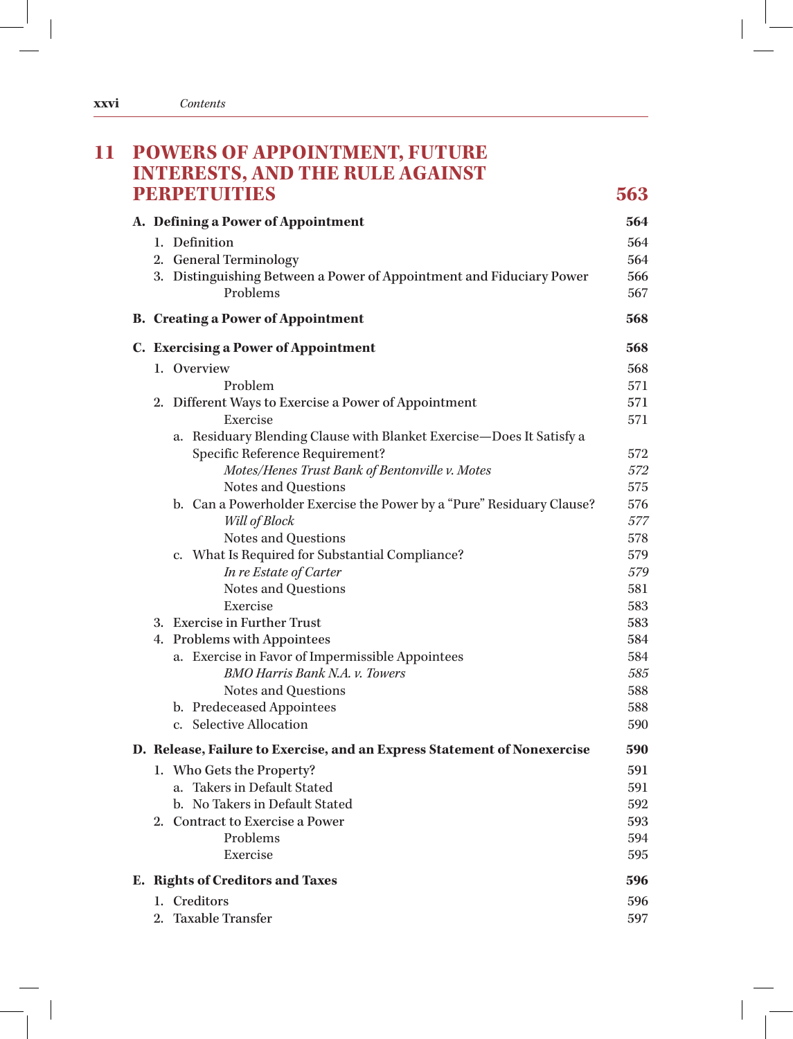## 11 POWERS OF APPOINTMENT, FUTURE INTERESTS, AND THE RULE AGAINST PERPETUITIES — 563

**A. Defining a Power of Appointment** — **564**

1. Definition — 564
2. General Terminology — 564
3. Distinguishing Between a Power of Appointment and Fiduciary Power — 566
   - Problems — 567

**B. Creating a Power of Appointment** — **568**

**C. Exercising a Power of Appointment** — **568**

1. Overview — 568
   - Problem — 571
2. Different Ways to Exercise a Power of Appointment — 571
   - Exercise — 571
   - a. Residuary Blending Clause with Blanket Exercise—Does It Satisfy a Specific Reference Requirement? — 572
     - *Motes/Henes Trust Bank of Bentonville v. Motes* — *572*
     - Notes and Questions — 575
   - b. Can a Powerholder Exercise the Power by a "Pure" Residuary Clause? — 576
     - *Will of Block* — *577*
     - Notes and Questions — 578
   - c. What Is Required for Substantial Compliance? — 579
     - *In re Estate of Carter* — *579*
     - Notes and Questions — 581
     - Exercise — 583
3. Exercise in Further Trust — 583
4. Problems with Appointees — 584
   - a. Exercise in Favor of Impermissible Appointees — 584
     - *BMO Harris Bank N.A. v. Towers* — *585*
     - Notes and Questions — 588
   - b. Predeceased Appointees — 588
   - c. Selective Allocation — 590

**D. Release, Failure to Exercise, and an Express Statement of Nonexercise** — **590**

1. Who Gets the Property? — 591
   - a. Takers in Default Stated — 591
   - b. No Takers in Default Stated — 592
2. Contract to Exercise a Power — 593
   - Problems — 594
   - Exercise — 595

**E. Rights of Creditors and Taxes** — **596**

1. Creditors — 596
2. Taxable Transfer — 597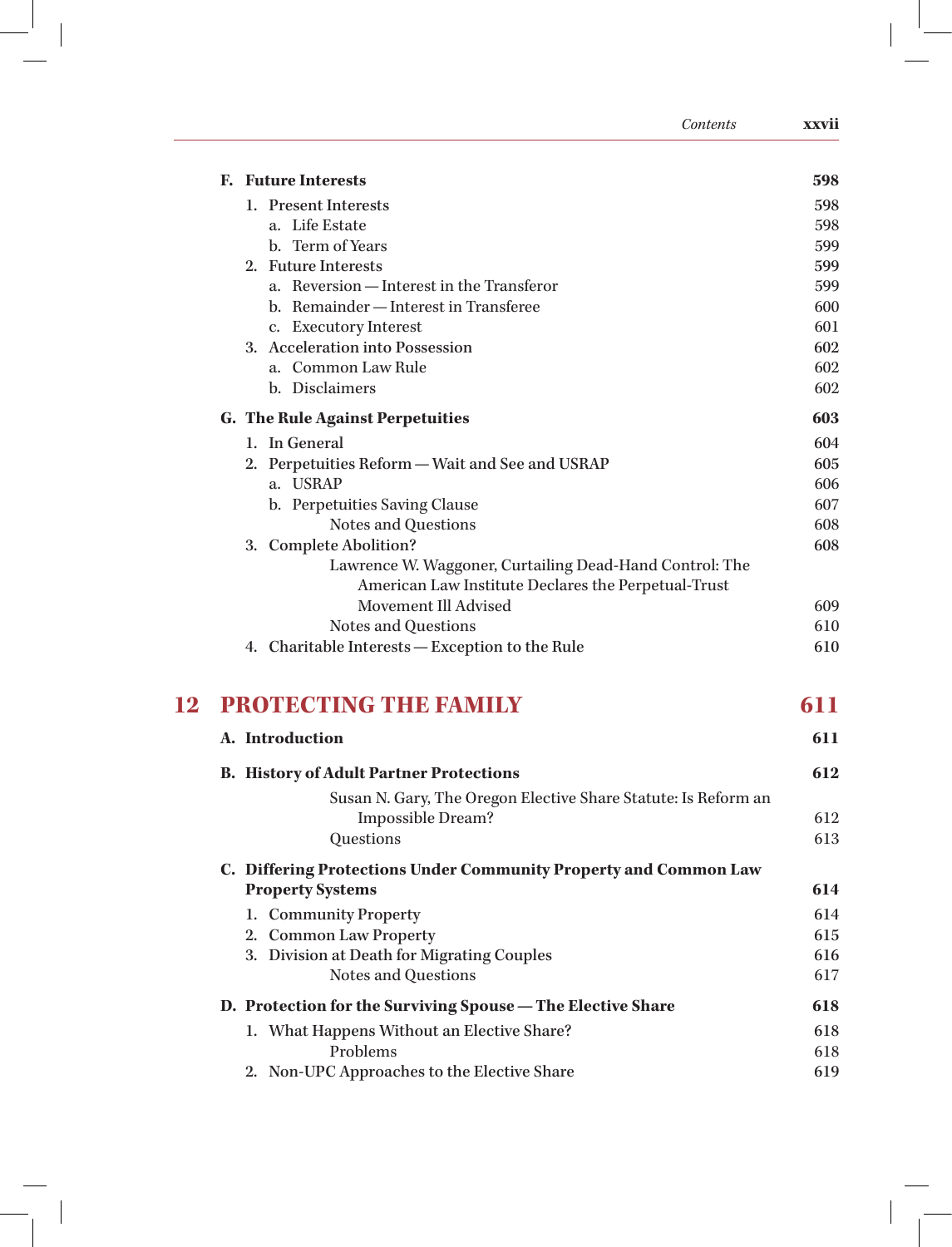**F. Future Interests** 598

1. Present Interests 598
   - a. Life Estate 598
   - b. Term of Years 599
2. Future Interests 599
   - a. Reversion — Interest in the Transferor 599
   - b. Remainder — Interest in Transferee 600
   - c. Executory Interest 601
3. Acceleration into Possession 602
   - a. Common Law Rule 602
   - b. Disclaimers 602

**G. The Rule Against Perpetuities** 603

1. In General 604
2. Perpetuities Reform — Wait and See and USRAP 605
   - a. USRAP 606
   - b. Perpetuities Saving Clause 607
     - Notes and Questions 608
3. Complete Abolition? 608
   - Lawrence W. Waggoner, Curtailing Dead-Hand Control: The American Law Institute Declares the Perpetual-Trust Movement Ill Advised 609
   - Notes and Questions 610
4. Charitable Interests — Exception to the Rule 610

## 12 PROTECTING THE FAMILY 611

**A. Introduction** 611

**B. History of Adult Partner Protections** 612

- Susan N. Gary, The Oregon Elective Share Statute: Is Reform an Impossible Dream? 612
- Questions 613

**C. Differing Protections Under Community Property and Common Law Property Systems** 614

1. Community Property 614
2. Common Law Property 615
3. Division at Death for Migrating Couples 616
   - Notes and Questions 617

**D. Protection for the Surviving Spouse — The Elective Share** 618

1. What Happens Without an Elective Share? 618
   - Problems 618
2. Non-UPC Approaches to the Elective Share 619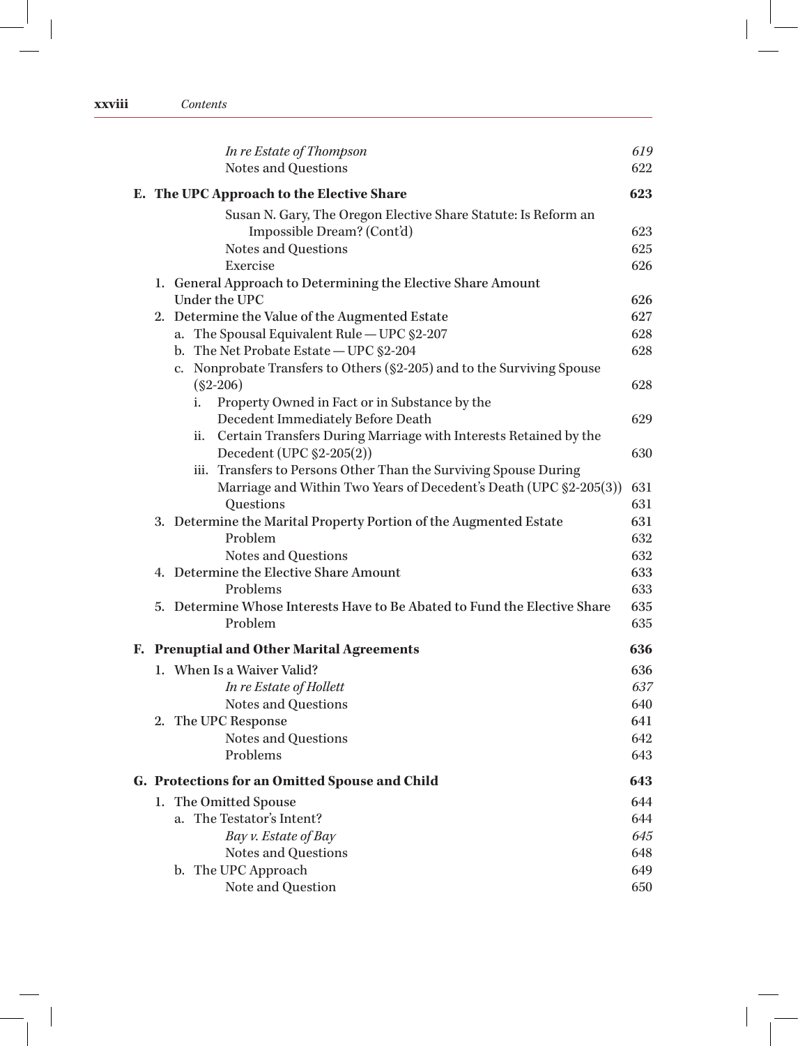| | |
|---|---|
| *In re Estate of Thompson* | *619* |
| Notes and Questions | 622 |
| **E. The UPC Approach to the Elective Share** | **623** |
| Susan N. Gary, The Oregon Elective Share Statute: Is Reform an Impossible Dream? (Cont'd) | 623 |
| Notes and Questions | 625 |
| Exercise | 626 |
| 1. General Approach to Determining the Elective Share Amount Under the UPC | 626 |
| 2. Determine the Value of the Augmented Estate | 627 |
| a. The Spousal Equivalent Rule — UPC §2-207 | 628 |
| b. The Net Probate Estate — UPC §2-204 | 628 |
| c. Nonprobate Transfers to Others (§2-205) and to the Surviving Spouse (§2-206) | 628 |
| i. Property Owned in Fact or in Substance by the Decedent Immediately Before Death | 629 |
| ii. Certain Transfers During Marriage with Interests Retained by the Decedent (UPC §2-205(2)) | 630 |
| iii. Transfers to Persons Other Than the Surviving Spouse During Marriage and Within Two Years of Decedent's Death (UPC §2-205(3)) | 631 |
| Questions | 631 |
| 3. Determine the Marital Property Portion of the Augmented Estate | 631 |
| Problem | 632 |
| Notes and Questions | 632 |
| 4. Determine the Elective Share Amount | 633 |
| Problems | 633 |
| 5. Determine Whose Interests Have to Be Abated to Fund the Elective Share | 635 |
| Problem | 635 |
| **F. Prenuptial and Other Marital Agreements** | **636** |
| 1. When Is a Waiver Valid? | 636 |
| *In re Estate of Hollett* | *637* |
| Notes and Questions | 640 |
| 2. The UPC Response | 641 |
| Notes and Questions | 642 |
| Problems | 643 |
| **G. Protections for an Omitted Spouse and Child** | **643** |
| 1. The Omitted Spouse | 644 |
| a. The Testator's Intent? | 644 |
| *Bay v. Estate of Bay* | *645* |
| Notes and Questions | 648 |
| b. The UPC Approach | 649 |
| Note and Question | 650 |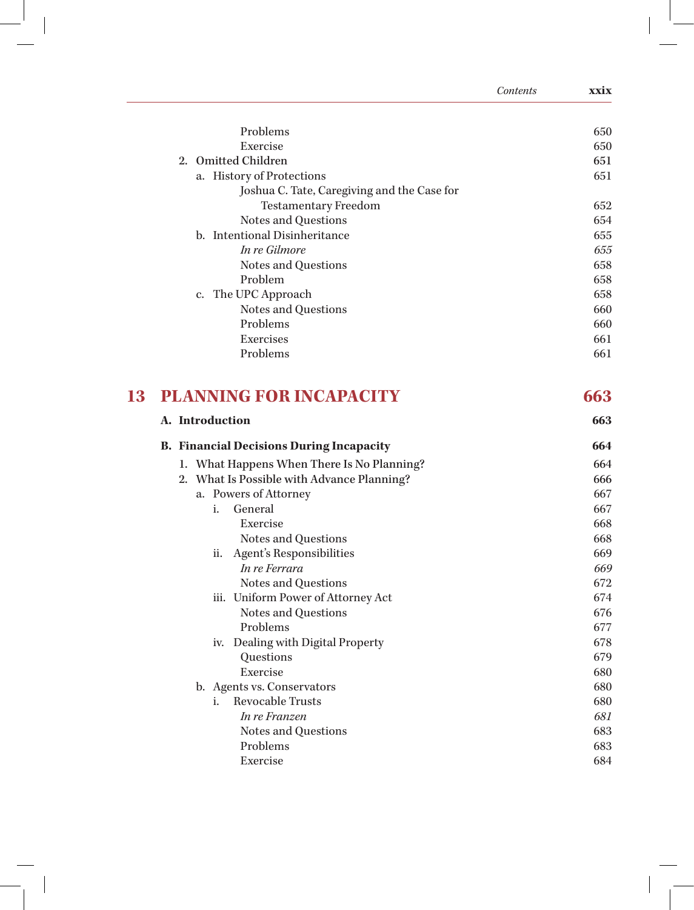| | |
|---|---|
| Problems | 650 |
| Exercise | 650 |
| 2. Omitted Children | 651 |
| a. History of Protections | 651 |
| Joshua C. Tate, Caregiving and the Case for Testamentary Freedom | 652 |
| Notes and Questions | 654 |
| b. Intentional Disinheritance | 655 |
| *In re Gilmore* | *655* |
| Notes and Questions | 658 |
| Problem | 658 |
| c. The UPC Approach | 658 |
| Notes and Questions | 660 |
| Problems | 660 |
| Exercises | 661 |
| Problems | 661 |

# 13 PLANNING FOR INCAPACITY — 663

| | |
|---|---|
| **A. Introduction** | **663** |
| **B. Financial Decisions During Incapacity** | **664** |
| 1. What Happens When There Is No Planning? | 664 |
| 2. What Is Possible with Advance Planning? | 666 |
| a. Powers of Attorney | 667 |
| i. General | 667 |
| Exercise | 668 |
| Notes and Questions | 668 |
| ii. Agent's Responsibilities | 669 |
| *In re Ferrara* | *669* |
| Notes and Questions | 672 |
| iii. Uniform Power of Attorney Act | 674 |
| Notes and Questions | 676 |
| Problems | 677 |
| iv. Dealing with Digital Property | 678 |
| Questions | 679 |
| Exercise | 680 |
| b. Agents vs. Conservators | 680 |
| i. Revocable Trusts | 680 |
| *In re Franzen* | *681* |
| Notes and Questions | 683 |
| Problems | 683 |
| Exercise | 684 |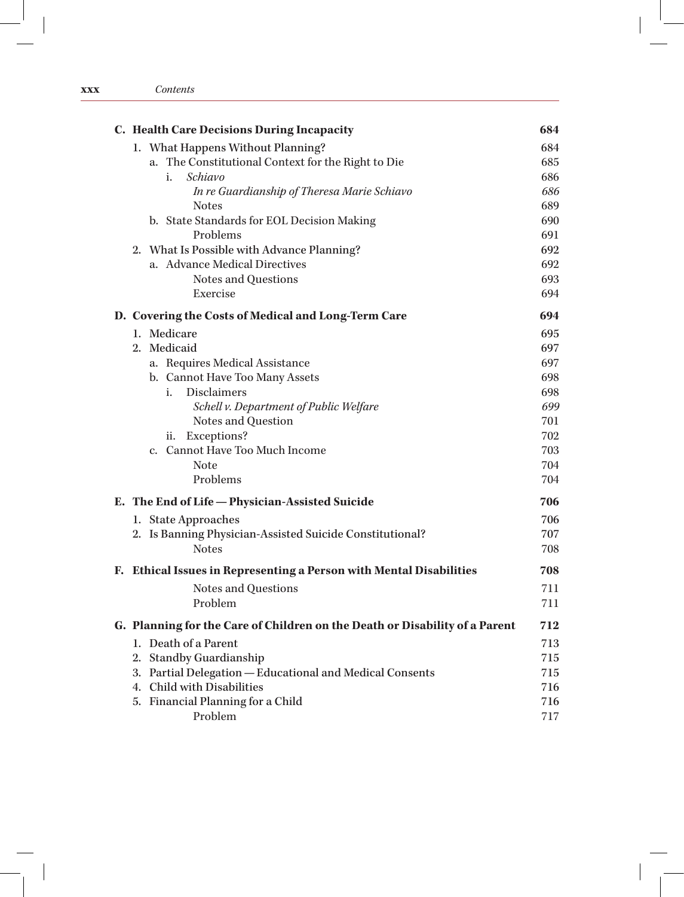**C. Health Care Decisions During Incapacity** **684**

1. What Happens Without Planning? 684
   a. The Constitutional Context for the Right to Die 685
      i. *Schiavo* 686
         *In re Guardianship of Theresa Marie Schiavo* *686*
         Notes 689
   b. State Standards for EOL Decision Making 690
         Problems 691
2. What Is Possible with Advance Planning? 692
   a. Advance Medical Directives 692
         Notes and Questions 693
         Exercise 694

**D. Covering the Costs of Medical and Long-Term Care** **694**

1. Medicare 695
2. Medicaid 697
   a. Requires Medical Assistance 697
   b. Cannot Have Too Many Assets 698
      i. Disclaimers 698
         *Schell v. Department of Public Welfare* *699*
         Notes and Question 701
      ii. Exceptions? 702
   c. Cannot Have Too Much Income 703
         Note 704
         Problems 704

**E. The End of Life — Physician-Assisted Suicide** **706**

1. State Approaches 706
2. Is Banning Physician-Assisted Suicide Constitutional? 707
         Notes 708

**F. Ethical Issues in Representing a Person with Mental Disabilities** **708**

         Notes and Questions 711
         Problem 711

**G. Planning for the Care of Children on the Death or Disability of a Parent** **712**

1. Death of a Parent 713
2. Standby Guardianship 715
3. Partial Delegation — Educational and Medical Consents 715
4. Child with Disabilities 716
5. Financial Planning for a Child 716
         Problem 717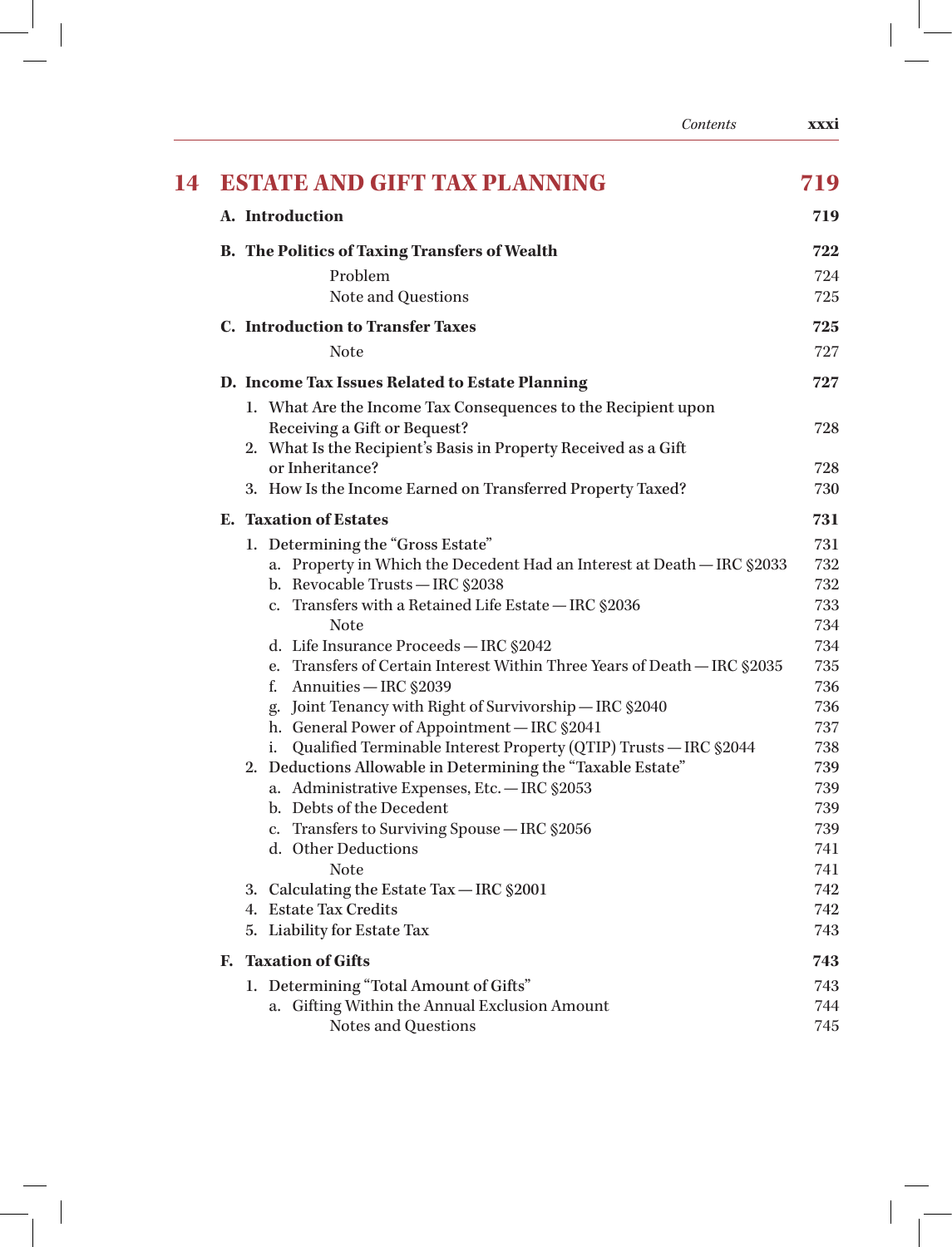## 14 ESTATE AND GIFT TAX PLANNING 719

**A. Introduction** 719

**B. The Politics of Taxing Transfers of Wealth** 722

Problem 724
Note and Questions 725

**C. Introduction to Transfer Taxes** 725

Note 727

**D. Income Tax Issues Related to Estate Planning** 727

1. What Are the Income Tax Consequences to the Recipient upon Receiving a Gift or Bequest? 728
2. What Is the Recipient's Basis in Property Received as a Gift or Inheritance? 728
3. How Is the Income Earned on Transferred Property Taxed? 730

**E. Taxation of Estates** 731

1. Determining the "Gross Estate" 731
   a. Property in Which the Decedent Had an Interest at Death — IRC §2033 732
   b. Revocable Trusts — IRC §2038 732
   c. Transfers with a Retained Life Estate — IRC §2036 733
      Note 734
   d. Life Insurance Proceeds — IRC §2042 734
   e. Transfers of Certain Interest Within Three Years of Death — IRC §2035 735
   f. Annuities — IRC §2039 736
   g. Joint Tenancy with Right of Survivorship — IRC §2040 736
   h. General Power of Appointment — IRC §2041 737
   i. Qualified Terminable Interest Property (QTIP) Trusts — IRC §2044 738
2. Deductions Allowable in Determining the "Taxable Estate" 739
   a. Administrative Expenses, Etc. — IRC §2053 739
   b. Debts of the Decedent 739
   c. Transfers to Surviving Spouse — IRC §2056 739
   d. Other Deductions 741
      Note 741
3. Calculating the Estate Tax — IRC §2001 742
4. Estate Tax Credits 742
5. Liability for Estate Tax 743

**F. Taxation of Gifts** 743

1. Determining "Total Amount of Gifts" 743
   a. Gifting Within the Annual Exclusion Amount 744
      Notes and Questions 745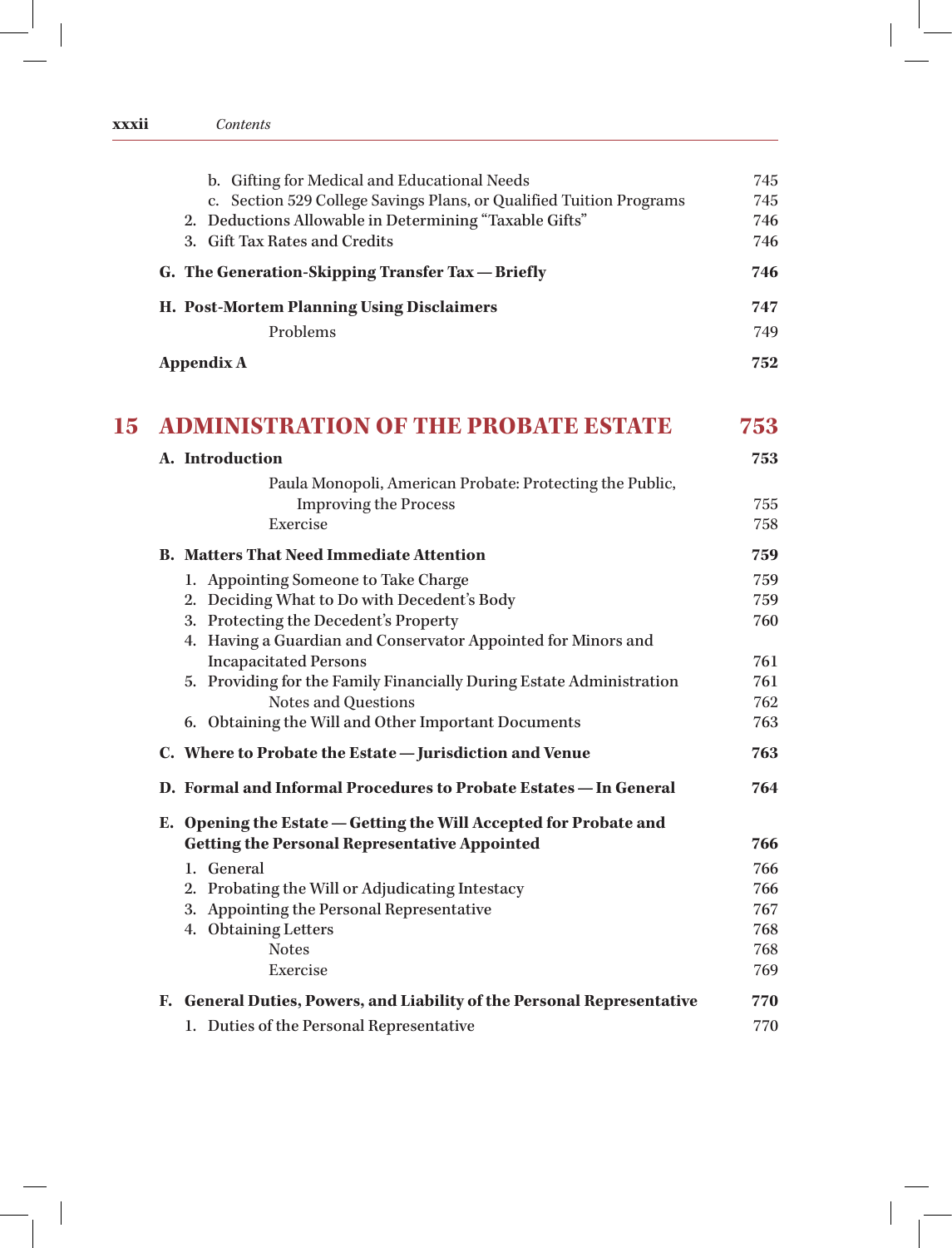b. Gifting for Medical and Educational Needs 745
c. Section 529 College Savings Plans, or Qualified Tuition Programs 745
2. Deductions Allowable in Determining "Taxable Gifts" 746
3. Gift Tax Rates and Credits 746

**G. The Generation-Skipping Transfer Tax — Briefly 746**

**H. Post-Mortem Planning Using Disclaimers 747**

Problems 749

**Appendix A 752**

## 15 ADMINISTRATION OF THE PROBATE ESTATE 753

**A. Introduction 753**

Paula Monopoli, American Probate: Protecting the Public, Improving the Process 755
Exercise 758

**B. Matters That Need Immediate Attention 759**

1. Appointing Someone to Take Charge 759
2. Deciding What to Do with Decedent's Body 759
3. Protecting the Decedent's Property 760
4. Having a Guardian and Conservator Appointed for Minors and Incapacitated Persons 761
5. Providing for the Family Financially During Estate Administration 761
   Notes and Questions 762
6. Obtaining the Will and Other Important Documents 763

**C. Where to Probate the Estate — Jurisdiction and Venue 763**

**D. Formal and Informal Procedures to Probate Estates — In General 764**

**E. Opening the Estate — Getting the Will Accepted for Probate and Getting the Personal Representative Appointed 766**

1. General 766
2. Probating the Will or Adjudicating Intestacy 766
3. Appointing the Personal Representative 767
4. Obtaining Letters 768
   Notes 768
   Exercise 769

**F. General Duties, Powers, and Liability of the Personal Representative 770**

1. Duties of the Personal Representative 770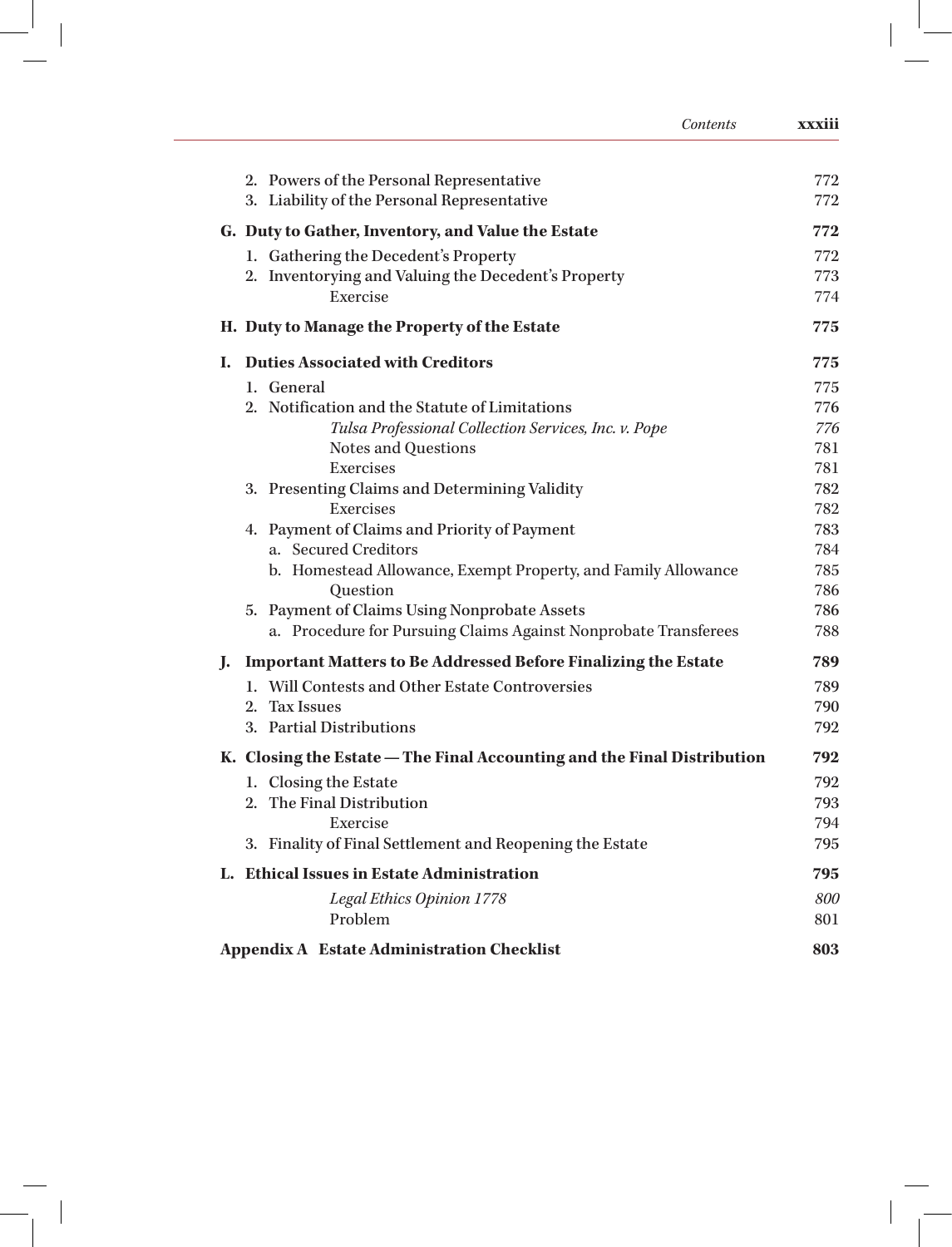2. Powers of the Personal Representative 772
3. Liability of the Personal Representative 772

**G. Duty to Gather, Inventory, and Value the Estate 772**

1. Gathering the Decedent's Property 772
2. Inventorying and Valuing the Decedent's Property 773
   - Exercise 774

**H. Duty to Manage the Property of the Estate 775**

**I. Duties Associated with Creditors 775**

1. General 775
2. Notification and the Statute of Limitations 776
   - *Tulsa Professional Collection Services, Inc. v. Pope* *776*
   - Notes and Questions 781
   - Exercises 781
3. Presenting Claims and Determining Validity 782
   - Exercises 782
4. Payment of Claims and Priority of Payment 783
   - a. Secured Creditors 784
   - b. Homestead Allowance, Exempt Property, and Family Allowance 785
   - Question 786
5. Payment of Claims Using Nonprobate Assets 786
   - a. Procedure for Pursuing Claims Against Nonprobate Transferees 788

**J. Important Matters to Be Addressed Before Finalizing the Estate 789**

1. Will Contests and Other Estate Controversies 789
2. Tax Issues 790
3. Partial Distributions 792

**K. Closing the Estate — The Final Accounting and the Final Distribution 792**

1. Closing the Estate 792
2. The Final Distribution 793
   - Exercise 794
3. Finality of Final Settlement and Reopening the Estate 795

**L. Ethical Issues in Estate Administration 795**

- *Legal Ethics Opinion 1778* *800*
- Problem 801

**Appendix A Estate Administration Checklist 803**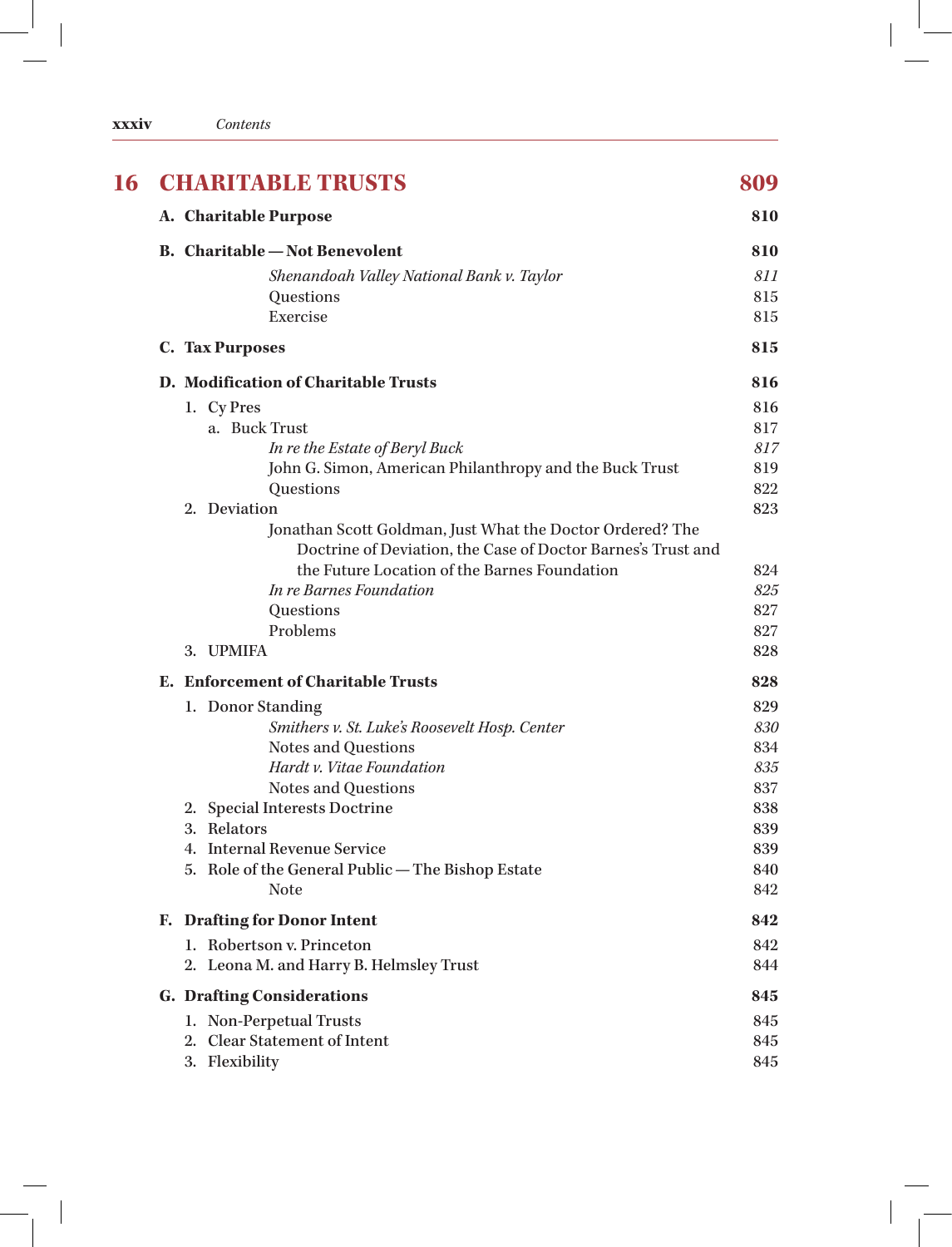# 16 CHARITABLE TRUSTS 809

**A. Charitable Purpose** **810**

**B. Charitable — Not Benevolent** **810**

*Shenandoah Valley National Bank v. Taylor* *811*
Questions 815
Exercise 815

**C. Tax Purposes** **815**

**D. Modification of Charitable Trusts** **816**

1. Cy Pres 816
   a. Buck Trust 817
      *In re the Estate of Beryl Buck* *817*
      John G. Simon, American Philanthropy and the Buck Trust 819
      Questions 822
2. Deviation 823
   Jonathan Scott Goldman, Just What the Doctor Ordered? The Doctrine of Deviation, the Case of Doctor Barnes's Trust and the Future Location of the Barnes Foundation 824
   *In re Barnes Foundation* *825*
   Questions 827
   Problems 827
3. UPMIFA 828

**E. Enforcement of Charitable Trusts** **828**

1. Donor Standing 829
   *Smithers v. St. Luke's Roosevelt Hosp. Center* *830*
   Notes and Questions 834
   *Hardt v. Vitae Foundation* *835*
   Notes and Questions 837
2. Special Interests Doctrine 838
3. Relators 839
4. Internal Revenue Service 839
5. Role of the General Public — The Bishop Estate 840
   Note 842

**F. Drafting for Donor Intent** **842**

1. Robertson v. Princeton 842
2. Leona M. and Harry B. Helmsley Trust 844

**G. Drafting Considerations** **845**

1. Non-Perpetual Trusts 845
2. Clear Statement of Intent 845
3. Flexibility 845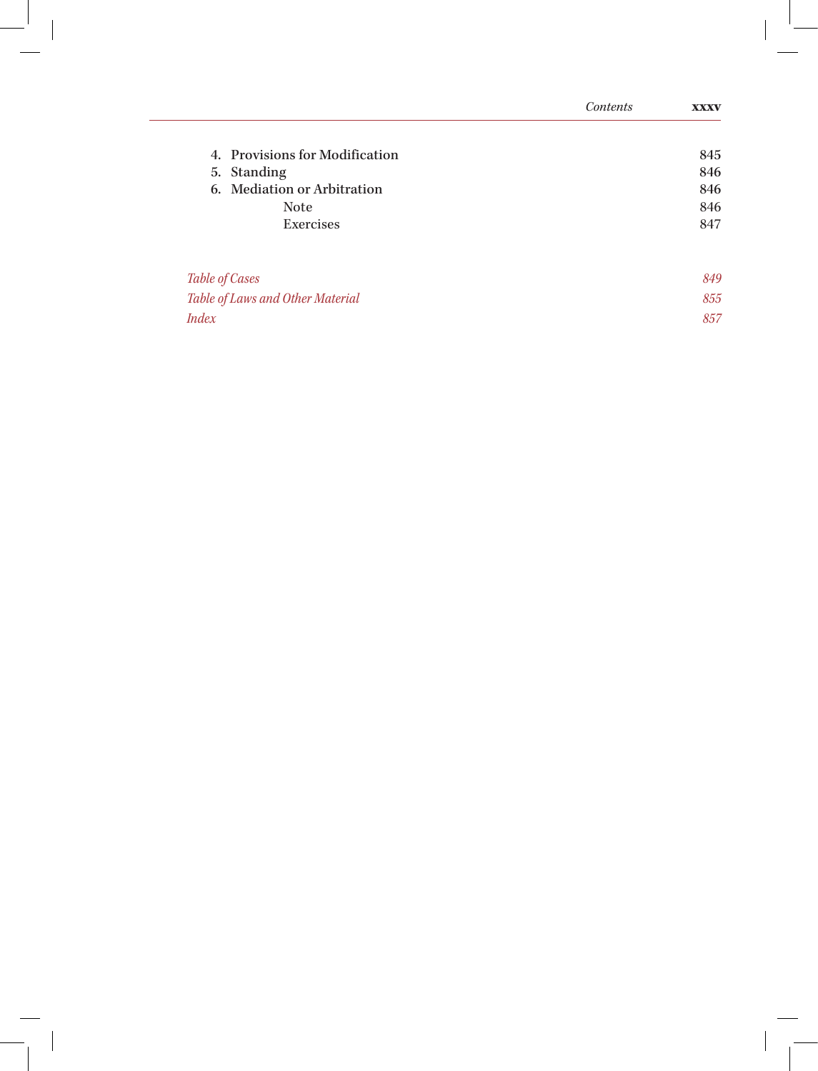4. Provisions for Modification 845
5. Standing 846
6. Mediation or Arbitration 846
    Note 846
    Exercises 847

*Table of Cases* *849*
*Table of Laws and Other Material* *855*
*Index* *857*